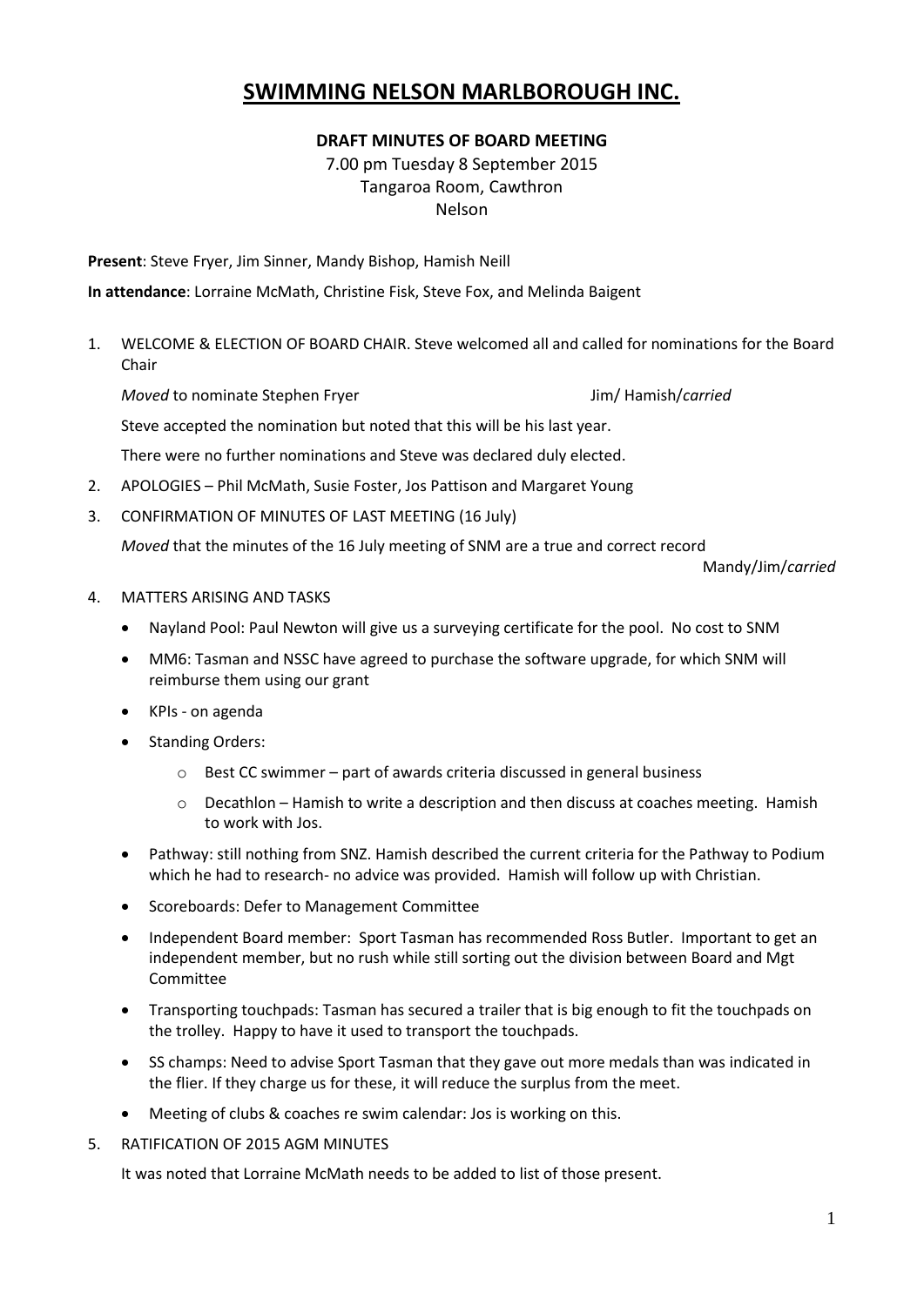# SWIMMING NELSON MARLBOROUGH INC.

**DRAFT MINUTES OF BOARD MEETING**

7.00 pm Tuesday 8 September 2015
Tangaroa Room, Cawthron
Nelson

**Present**: Steve Fryer, Jim Sinner, Mandy Bishop, Hamish Neill

**In attendance**: Lorraine McMath, Christine Fisk, Steve Fox, and Melinda Baigent

1. WELCOME & ELECTION OF BOARD CHAIR. Steve welcomed all and called for nominations for the Board Chair

   *Moved* to nominate Stephen Fryer — Jim/ Hamish/*carried*

   Steve accepted the nomination but noted that this will be his last year.

   There were no further nominations and Steve was declared duly elected.

2. APOLOGIES – Phil McMath, Susie Foster, Jos Pattison and Margaret Young

3. CONFIRMATION OF MINUTES OF LAST MEETING (16 July)

   *Moved* that the minutes of the 16 July meeting of SNM are a true and correct record — Mandy/Jim/*carried*

4. MATTERS ARISING AND TASKS
   - Nayland Pool: Paul Newton will give us a surveying certificate for the pool. No cost to SNM
   - MM6: Tasman and NSSC have agreed to purchase the software upgrade, for which SNM will reimburse them using our grant
   - KPIs - on agenda
   - Standing Orders:
     - Best CC swimmer – part of awards criteria discussed in general business
     - Decathlon – Hamish to write a description and then discuss at coaches meeting. Hamish to work with Jos.
   - Pathway: still nothing from SNZ. Hamish described the current criteria for the Pathway to Podium which he had to research- no advice was provided. Hamish will follow up with Christian.
   - Scoreboards: Defer to Management Committee
   - Independent Board member: Sport Tasman has recommended Ross Butler. Important to get an independent member, but no rush while still sorting out the division between Board and Mgt Committee
   - Transporting touchpads: Tasman has secured a trailer that is big enough to fit the touchpads on the trolley. Happy to have it used to transport the touchpads.
   - SS champs: Need to advise Sport Tasman that they gave out more medals than was indicated in the flier. If they charge us for these, it will reduce the surplus from the meet.
   - Meeting of clubs & coaches re swim calendar: Jos is working on this.

5. RATIFICATION OF 2015 AGM MINUTES

   It was noted that Lorraine McMath needs to be added to list of those present.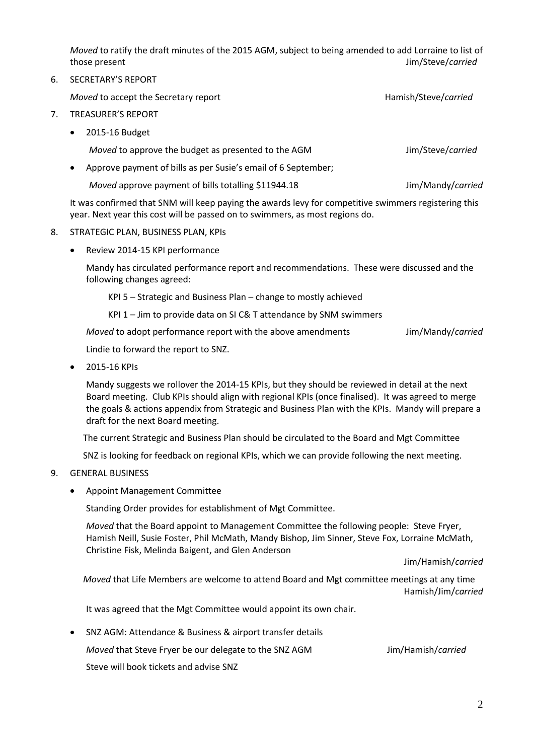*Moved* to ratify the draft minutes of the 2015 AGM, subject to being amended to add Lorraine to list of those present Jim/Steve/*carried*

6. SECRETARY'S REPORT

   *Moved* to accept the Secretary report Hamish/Steve/*carried*

7. TREASURER'S REPORT

   - 2015-16 Budget

     *Moved* to approve the budget as presented to the AGM Jim/Steve/*carried*

   - Approve payment of bills as per Susie's email of 6 September;

     *Moved* approve payment of bills totalling $11944.18 Jim/Mandy/*carried*

   It was confirmed that SNM will keep paying the awards levy for competitive swimmers registering this year. Next year this cost will be passed on to swimmers, as most regions do.

8. STRATEGIC PLAN, BUSINESS PLAN, KPIs

   - Review 2014-15 KPI performance

     Mandy has circulated performance report and recommendations. These were discussed and the following changes agreed:

     KPI 5 – Strategic and Business Plan – change to mostly achieved

     KPI 1 – Jim to provide data on SI C& T attendance by SNM swimmers

     *Moved* to adopt performance report with the above amendments Jim/Mandy/*carried*

     Lindie to forward the report to SNZ.

   - 2015-16 KPIs

     Mandy suggests we rollover the 2014-15 KPIs, but they should be reviewed in detail at the next Board meeting. Club KPIs should align with regional KPIs (once finalised). It was agreed to merge the goals & actions appendix from Strategic and Business Plan with the KPIs. Mandy will prepare a draft for the next Board meeting.

   The current Strategic and Business Plan should be circulated to the Board and Mgt Committee

   SNZ is looking for feedback on regional KPIs, which we can provide following the next meeting.

9. GENERAL BUSINESS

   - Appoint Management Committee

     Standing Order provides for establishment of Mgt Committee.

     *Moved* that the Board appoint to Management Committee the following people: Steve Fryer, Hamish Neill, Susie Foster, Phil McMath, Mandy Bishop, Jim Sinner, Steve Fox, Lorraine McMath, Christine Fisk, Melinda Baigent, and Glen Anderson

     Jim/Hamish/*carried*

   *Moved* that Life Members are welcome to attend Board and Mgt committee meetings at any time Hamish/Jim/*carried*

     It was agreed that the Mgt Committee would appoint its own chair.

   - SNZ AGM: Attendance & Business & airport transfer details

     *Moved* that Steve Fryer be our delegate to the SNZ AGM Jim/Hamish/*carried*

     Steve will book tickets and advise SNZ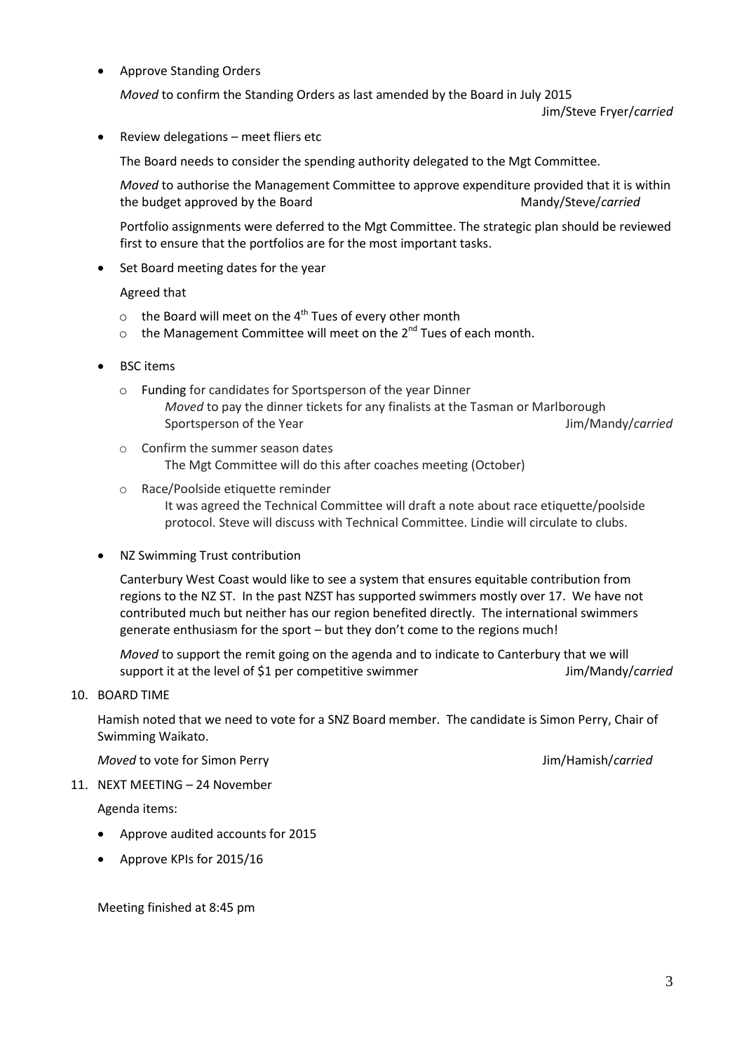- Approve Standing Orders

  *Moved* to confirm the Standing Orders as last amended by the Board in July 2015
  Jim/Steve Fryer/*carried*

- Review delegations – meet fliers etc

  The Board needs to consider the spending authority delegated to the Mgt Committee.

  *Moved* to authorise the Management Committee to approve expenditure provided that it is within the budget approved by the Board Mandy/Steve/*carried*

  Portfolio assignments were deferred to the Mgt Committee. The strategic plan should be reviewed first to ensure that the portfolios are for the most important tasks.

- Set Board meeting dates for the year

  Agreed that

  - the Board will meet on the 4th Tues of every other month
  - the Management Committee will meet on the 2nd Tues of each month.

- BSC items

  - Funding for candidates for Sportsperson of the year Dinner
    *Moved* to pay the dinner tickets for any finalists at the Tasman or Marlborough Sportsperson of the Year Jim/Mandy/*carried*
  - Confirm the summer season dates
    The Mgt Committee will do this after coaches meeting (October)
  - Race/Poolside etiquette reminder
    It was agreed the Technical Committee will draft a note about race etiquette/poolside protocol. Steve will discuss with Technical Committee. Lindie will circulate to clubs.

- NZ Swimming Trust contribution

  Canterbury West Coast would like to see a system that ensures equitable contribution from regions to the NZ ST. In the past NZST has supported swimmers mostly over 17. We have not contributed much but neither has our region benefited directly. The international swimmers generate enthusiasm for the sport – but they don't come to the regions much!

  *Moved* to support the remit going on the agenda and to indicate to Canterbury that we will support it at the level of $1 per competitive swimmer Jim/Mandy/*carried*

10. BOARD TIME

    Hamish noted that we need to vote for a SNZ Board member. The candidate is Simon Perry, Chair of Swimming Waikato.

    *Moved* to vote for Simon Perry Jim/Hamish/*carried*

11. NEXT MEETING – 24 November

    Agenda items:

    - Approve audited accounts for 2015
    - Approve KPIs for 2015/16

Meeting finished at 8:45 pm